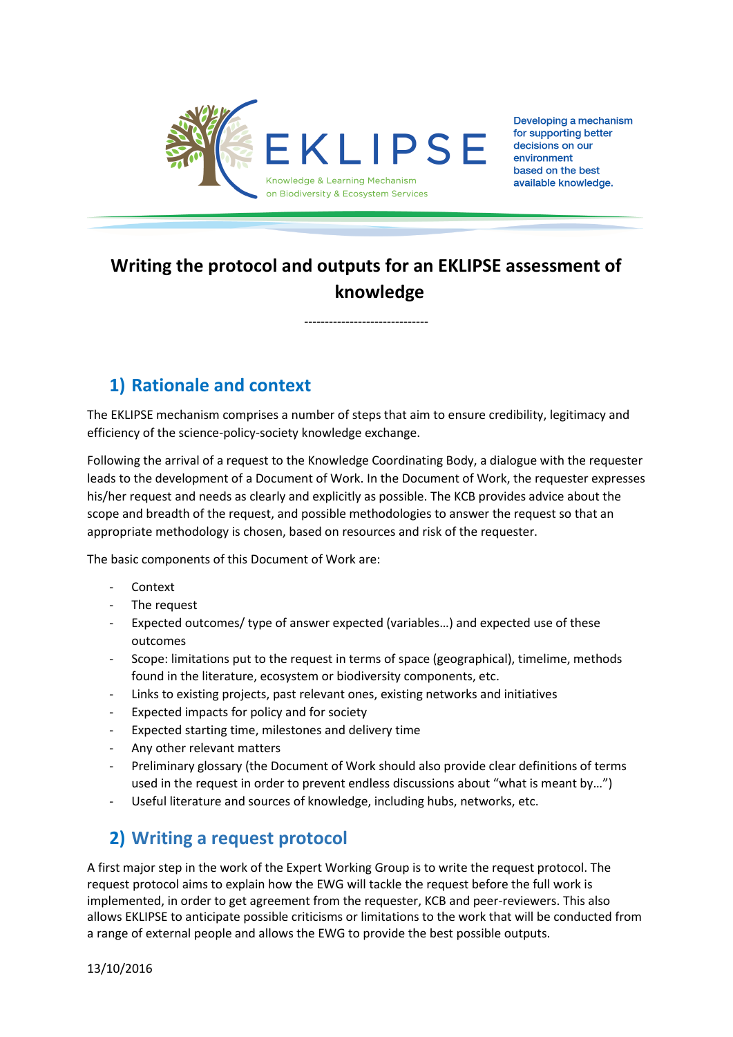EKLIPSE

Knowledge & Learning Mechanism on Biodiversity & Ecosystem Services

Developing a mechanism for supporting better decisions on our environment based on the best available knowledge.

# Writing the protocol and outputs for an EKLIPSE assessment of knowledge

------------------------------

## 1) Rationale and context

The EKLIPSE mechanism comprises a number of steps that aim to ensure credibility, legitimacy and efficiency of the science-policy-society knowledge exchange.

Following the arrival of a request to the Knowledge Coordinating Body, a dialogue with the requester leads to the development of a Document of Work. In the Document of Work, the requester expresses his/her request and needs as clearly and explicitly as possible. The KCB provides advice about the scope and breadth of the request, and possible methodologies to answer the request so that an appropriate methodology is chosen, based on resources and risk of the requester.

The basic components of this Document of Work are:

- Context
- The request
- Expected outcomes/ type of answer expected (variables…) and expected use of these outcomes
- Scope: limitations put to the request in terms of space (geographical), timeline, methods found in the literature, ecosystem or biodiversity components, etc.
- Links to existing projects, past relevant ones, existing networks and initiatives
- Expected impacts for policy and for society
- Expected starting time, milestones and delivery time
- Any other relevant matters
- Preliminary glossary (the Document of Work should also provide clear definitions of terms used in the request in order to prevent endless discussions about "what is meant by…")
- Useful literature and sources of knowledge, including hubs, networks, etc.

## 2) Writing a request protocol

A first major step in the work of the Expert Working Group is to write the request protocol. The request protocol aims to explain how the EWG will tackle the request before the full work is implemented, in order to get agreement from the requester, KCB and peer-reviewers. This also allows EKLIPSE to anticipate possible criticisms or limitations to the work that will be conducted from a range of external people and allows the EWG to provide the best possible outputs.

13/10/2016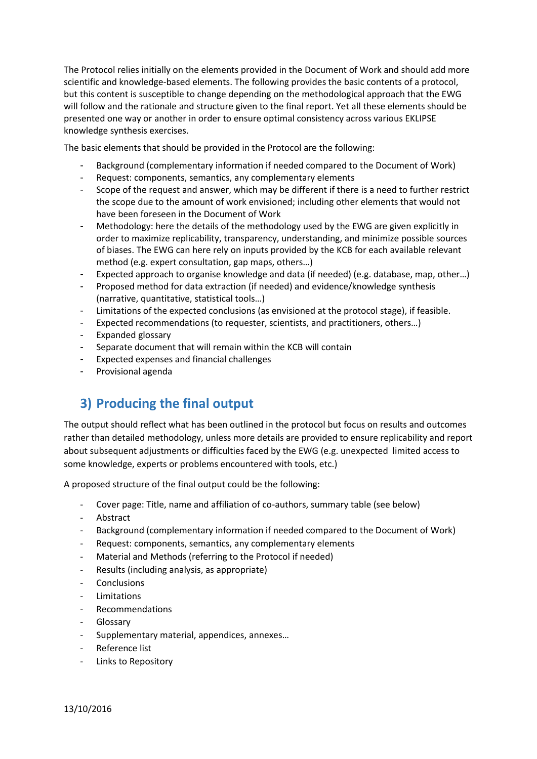The Protocol relies initially on the elements provided in the Document of Work and should add more scientific and knowledge-based elements. The following provides the basic contents of a protocol, but this content is susceptible to change depending on the methodological approach that the EWG will follow and the rationale and structure given to the final report. Yet all these elements should be presented one way or another in order to ensure optimal consistency across various EKLIPSE knowledge synthesis exercises.

The basic elements that should be provided in the Protocol are the following:

- Background (complementary information if needed compared to the Document of Work)
- Request: components, semantics, any complementary elements
- Scope of the request and answer, which may be different if there is a need to further restrict the scope due to the amount of work envisioned; including other elements that would not have been foreseen in the Document of Work
- Methodology: here the details of the methodology used by the EWG are given explicitly in order to maximize replicability, transparency, understanding, and minimize possible sources of biases. The EWG can here rely on inputs provided by the KCB for each available relevant method (e.g. expert consultation, gap maps, others…)
- Expected approach to organise knowledge and data (if needed) (e.g. database, map, other…)
- Proposed method for data extraction (if needed) and evidence/knowledge synthesis (narrative, quantitative, statistical tools…)
- Limitations of the expected conclusions (as envisioned at the protocol stage), if feasible.
- Expected recommendations (to requester, scientists, and practitioners, others…)
- Expanded glossary
- Separate document that will remain within the KCB will contain
- Expected expenses and financial challenges
- Provisional agenda

## 3) Producing the final output

The output should reflect what has been outlined in the protocol but focus on results and outcomes rather than detailed methodology, unless more details are provided to ensure replicability and report about subsequent adjustments or difficulties faced by the EWG (e.g. unexpected limited access to some knowledge, experts or problems encountered with tools, etc.)

A proposed structure of the final output could be the following:

- Cover page: Title, name and affiliation of co-authors, summary table (see below)
- Abstract
- Background (complementary information if needed compared to the Document of Work)
- Request: components, semantics, any complementary elements
- Material and Methods (referring to the Protocol if needed)
- Results (including analysis, as appropriate)
- Conclusions
- Limitations
- Recommendations
- Glossary
- Supplementary material, appendices, annexes…
- Reference list
- Links to Repository

13/10/2016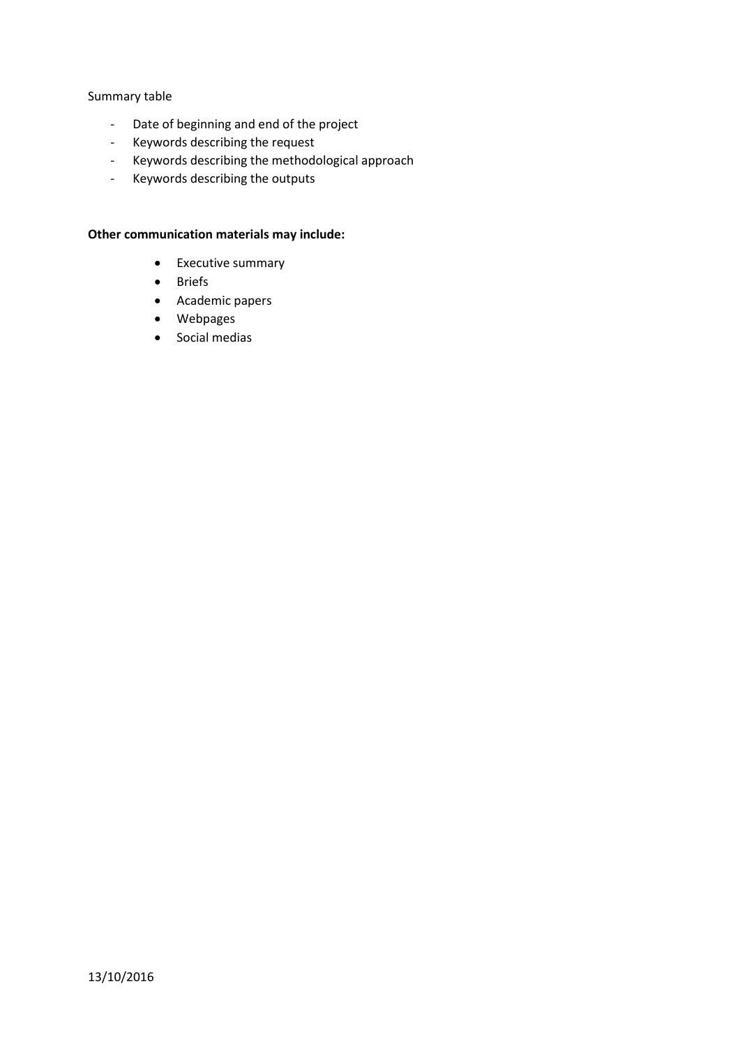Summary table

- Date of beginning and end of the project
- Keywords describing the request
- Keywords describing the methodological approach
- Keywords describing the outputs

**Other communication materials may include:**

- Executive summary
- Briefs
- Academic papers
- Webpages
- Social medias

13/10/2016